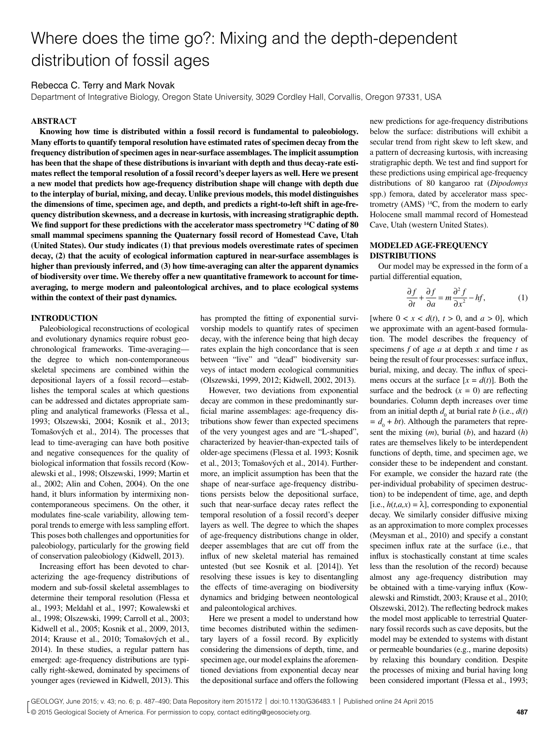# Where does the time go?: Mixing and the depth-dependent distribution of fossil ages

Rebecca C. Terry and Mark Novak

Department of Integrative Biology, Oregon State University, 3029 Cordley Hall, Corvallis, Oregon 97331, USA

## ABSTRACT

**Knowing how time is distributed within a fossil record is fundamental to paleobiology. Many efforts to quantify temporal resolution have estimated rates of specimen decay from the frequency distribution of specimen ages in near-surface assemblages. The implicit assumption has been that the shape of these distributions is invariant with depth and thus decay-rate estimates reflect the temporal resolution of a fossil record's deeper layers as well. Here we present a new model that predicts how age-frequency distribution shape will change with depth due to the interplay of burial, mixing, and decay. Unlike previous models, this model distinguishes the dimensions of time, specimen age, and depth, and predicts a right-to-left shift in age-frequency distribution skewness, and a decrease in kurtosis, with increasing stratigraphic depth. We find support for these predictions with the accelerator mass spectrometry $^{14}$C dating of 80 small mammal specimens spanning the Quaternary fossil record of Homestead Cave, Utah (United States). Our study indicates (1) that previous models overestimate rates of specimen decay, (2) that the acuity of ecological information captured in near-surface assemblages is higher than previously inferred, and (3) how time-averaging can alter the apparent dynamics of biodiversity over time. We thereby offer a new quantitative framework to account for time-averaging, to merge modern and paleontological archives, and to place ecological systems within the context of their past dynamics.**

## INTRODUCTION

Paleobiological reconstructions of ecological and evolutionary dynamics require robust geochronological frameworks. Time-averaging—the degree to which non-contemporaneous skeletal specimens are combined within the depositional layers of a fossil record—establishes the temporal scales at which questions can be addressed and dictates appropriate sampling and analytical frameworks (Flessa et al., 1993; Olszewski, 2004; Kosnik et al., 2013; Tomašových et al., 2014). The processes that lead to time-averaging can have both positive and negative consequences for the quality of biological information that fossils record (Kowalewski et al., 1998; Olszewski, 1999; Martin et al., 2002; Alin and Cohen, 2004). On the one hand, it blurs information by intermixing non-contemporaneous specimens. On the other, it modulates fine-scale variability, allowing temporal trends to emerge with less sampling effort. This poses both challenges and opportunities for paleobiology, particularly for the growing field of conservation paleobiology (Kidwell, 2013).

Increasing effort has been devoted to characterizing the age-frequency distributions of modern and sub-fossil skeletal assemblages to determine their temporal resolution (Flessa et al., 1993; Meldahl et al., 1997; Kowalewski et al., 1998; Olszewski, 1999; Carroll et al., 2003; Kidwell et al., 2005; Kosnik et al., 2009, 2013, 2014; Krause et al., 2010; Tomašových et al., 2014). In these studies, a regular pattern has emerged: age-frequency distributions are typically right-skewed, dominated by specimens of younger ages (reviewed in Kidwell, 2013). This has prompted the fitting of exponential survivorship models to quantify rates of specimen decay, with the inference being that high decay rates explain the high concordance that is seen between "live" and "dead" biodiversity surveys of intact modern ecological communities (Olszewski, 1999, 2012; Kidwell, 2002, 2013).

However, two deviations from exponential decay are common in these predominantly surficial marine assemblages: age-frequency distributions show fewer than expected specimens of the very youngest ages and are "L-shaped", characterized by heavier-than-expected tails of older-age specimens (Flessa et al. 1993; Kosnik et al., 2013; Tomašových et al., 2014). Furthermore, an implicit assumption has been that the shape of near-surface age-frequency distributions persists below the depositional surface, such that near-surface decay rates reflect the temporal resolution of a fossil record's deeper layers as well. The degree to which the shapes of age-frequency distributions change in older, deeper assemblages that are cut off from the influx of new skeletal material has remained untested (but see Kosnik et al. [2014]). Yet resolving these issues is key to disentangling the effects of time-averaging on biodiversity dynamics and bridging between neontological and paleontological archives.

Here we present a model to understand how time becomes distributed within the sedimentary layers of a fossil record. By explicitly considering the dimensions of depth, time, and specimen age, our model explains the aforementioned deviations from exponential decay near the depositional surface and offers the following new predictions for age-frequency distributions below the surface: distributions will exhibit a secular trend from right skew to left skew, and a pattern of decreasing kurtosis, with increasing stratigraphic depth. We test and find support for these predictions using empirical age-frequency distributions of 80 kangaroo rat (*Dipodomys* spp.) femora, dated by accelerator mass spectrometry (AMS) $^{14}$C, from the modern to early Holocene small mammal record of Homestead Cave, Utah (western United States).

## MODELED AGE-FREQUENCY DISTRIBUTIONS

Our model may be expressed in the form of a partial differential equation,

$$\frac{\partial f}{\partial t} + \frac{\partial f}{\partial a} = m\frac{\partial^2 f}{\partial x^2} - hf, \tag{1}$$

[where $0 < x < d(t)$, $t > 0$, and $a > 0$], which we approximate with an agent-based formulation. The model describes the frequency of specimens $f$ of age $a$ at depth $x$ and time $t$ as being the result of four processes: surface influx, burial, mixing, and decay. The influx of specimens occurs at the surface [$x = d(t)$]. Both the surface and the bedrock ($x = 0$) are reflecting boundaries. Column depth increases over time from an initial depth $d_0$ at burial rate $b$ (i.e., $d(t) = d_0 + bt$). Although the parameters that represent the mixing ($m$), burial ($b$), and hazard ($h$) rates are themselves likely to be interdependent functions of depth, time, and specimen age, we consider these to be independent and constant. For example, we consider the hazard rate (the per-individual probability of specimen destruction) to be independent of time, age, and depth [i.e., $h(t,a,x) = \lambda$], corresponding to exponential decay. We similarly consider diffusive mixing as an approximation to more complex processes (Meysman et al., 2010) and specify a constant specimen influx rate at the surface (i.e., that influx is stochastically constant at time scales less than the resolution of the record) because almost any age-frequency distribution may be obtained with a time-varying influx (Kowalewski and Rimstidt, 2003; Krause et al., 2010; Olszewski, 2012). The reflecting bedrock makes the model most applicable to terrestrial Quaternary fossil records such as cave deposits, but the model may be extended to systems with distant or permeable boundaries (e.g., marine deposits) by relaxing this boundary condition. Despite the processes of mixing and burial having long been considered important (Flessa et al., 1993;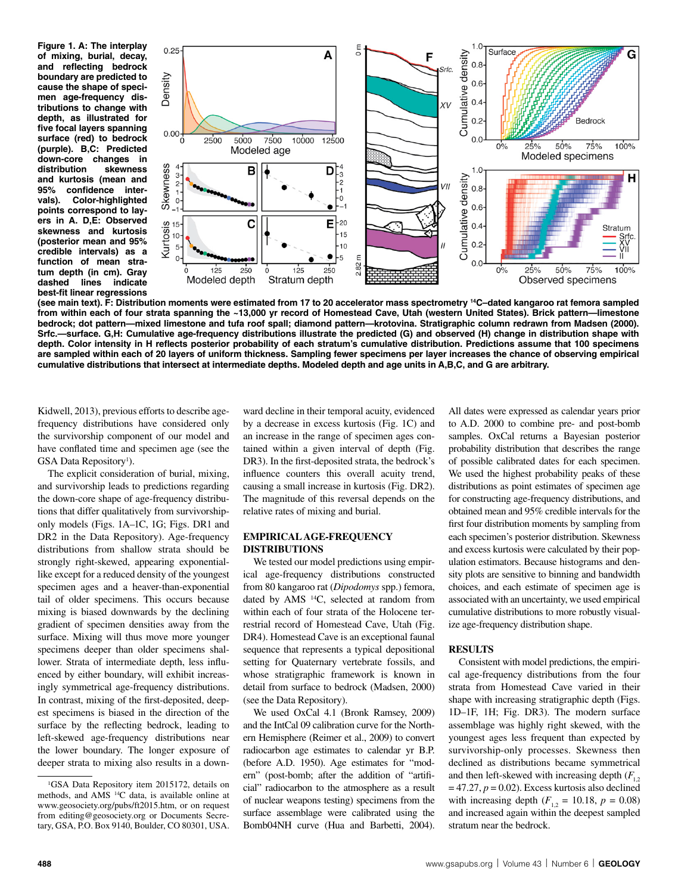Figure 1. A: The interplay of mixing, burial, decay, and reflecting bedrock boundary are predicted to cause the shape of specimen age-frequency distributions to change with depth, as illustrated for five focal layers spanning surface (red) to bedrock (purple). B,C: Predicted down-core changes in distribution skewness and kurtosis (mean and 95% confidence intervals). Color-highlighted points correspond to layers in A. D,E: Observed skewness and kurtosis (posterior mean and 95% credible intervals) as a function of mean stratum depth (in cm). Gray dashed lines indicate best-fit linear regressions (see main text). F: Distribution moments were estimated from 17 to 20 accelerator mass spectrometry $^{14}C$–dated kangaroo rat femora sampled from within each of four strata spanning the ~13,000 yr record of Homestead Cave, Utah (western United States). Brick pattern—limestone bedrock; dot pattern—mixed limestone and tufa roof spall; diamond pattern—krotovina. Stratigraphic column redrawn from Madsen (2000). Srfc.—surface. G,H: Cumulative age-frequency distributions illustrate the predicted (G) and observed (H) change in distribution shape with depth. Color intensity in H reflects posterior probability of each stratum's cumulative distribution. Predictions assume that 100 specimens are sampled within each of 20 layers of uniform thickness. Sampling fewer specimens per layer increases the chance of observing empirical cumulative distributions that intersect at intermediate depths. Modeled depth and age units in A,B,C, and G are arbitrary.

Kidwell, 2013), previous efforts to describe age-frequency distributions have considered only the survivorship component of our model and have conflated time and specimen age (see the GSA Data Repository[1]).

The explicit consideration of burial, mixing, and survivorship leads to predictions regarding the down-core shape of age-frequency distributions that differ qualitatively from survivorship-only models (Figs. 1A–1C, 1G; Figs. DR1 and DR2 in the Data Repository). Age-frequency distributions from shallow strata should be strongly right-skewed, appearing exponential-like except for a reduced density of the youngest specimen ages and a heavier-than-exponential tail of older specimens. This occurs because mixing is biased downwards by the declining gradient of specimen densities away from the surface. Mixing will thus move more younger specimens deeper than older specimens shallower. Strata of intermediate depth, less influenced by either boundary, will exhibit increasingly symmetrical age-frequency distributions. In contrast, mixing of the first-deposited, deepest specimens is biased in the direction of the surface by the reflecting bedrock, leading to left-skewed age-frequency distributions near the lower boundary. The longer exposure of deeper strata to mixing also results in a downward decline in their temporal acuity, evidenced by a decrease in excess kurtosis (Fig. 1C) and an increase in the range of specimen ages contained within a given interval of depth (Fig. DR3). In the first-deposited strata, the bedrock's influence counters this overall acuity trend, causing a small increase in kurtosis (Fig. DR2). The magnitude of this reversal depends on the relative rates of mixing and burial.

## EMPIRICAL AGE-FREQUENCY DISTRIBUTIONS

We tested our model predictions using empirical age-frequency distributions constructed from 80 kangaroo rat (*Dipodomys* spp.) femora, dated by AMS $^{14}C$, selected at random from within each of four strata of the Holocene terrestrial record of Homestead Cave, Utah (Fig. DR4). Homestead Cave is an exceptional faunal sequence that represents a typical depositional setting for Quaternary vertebrate fossils, and whose stratigraphic framework is known in detail from surface to bedrock (Madsen, 2000) (see the Data Repository).

We used OxCal 4.1 (Bronk Ramsey, 2009) and the IntCal 09 calibration curve for the Northern Hemisphere (Reimer et al., 2009) to convert radiocarbon age estimates to calendar yr B.P. (before A.D. 1950). Age estimates for "modern" (post-bomb; after the addition of "artificial" radiocarbon to the atmosphere as a result of nuclear weapons testing) specimens from the surface assemblage were calibrated using the Bomb04NH curve (Hua and Barbetti, 2004). All dates were expressed as calendar years prior to A.D. 2000 to combine pre- and post-bomb samples. OxCal returns a Bayesian posterior probability distribution that describes the range of possible calibrated dates for each specimen. We used the highest probability peaks of these distributions as point estimates of specimen age for constructing age-frequency distributions, and obtained mean and 95% credible intervals for the first four distribution moments by sampling from each specimen's posterior distribution. Skewness and excess kurtosis were calculated by their population estimators. Because histograms and density plots are sensitive to binning and bandwidth choices, and each estimate of specimen age is associated with an uncertainty, we used empirical cumulative distributions to more robustly visualize age-frequency distribution shape.

## RESULTS

Consistent with model predictions, the empirical age-frequency distributions from the four strata from Homestead Cave varied in their shape with increasing stratigraphic depth (Figs. 1D–1F, 1H; Fig. DR3). The modern surface assemblage was highly right skewed, with the youngest ages less frequent than expected by survivorship-only processes. Skewness then declined as distributions became symmetrical and then left-skewed with increasing depth ($F_{1,2} = 47.27$, $p = 0.02$). Excess kurtosis also declined with increasing depth ($F_{1,2} = 10.18$, $p = 0.08$) and increased again within the deepest sampled stratum near the bedrock.

[1]GSA Data Repository item 2015172, details on methods, and AMS $^{14}C$ data, is available online at www.geosociety.org/pubs/ft2015.htm, or on request from editing@geosociety.org or Documents Secretary, GSA, P.O. Box 9140, Boulder, CO 80301, USA.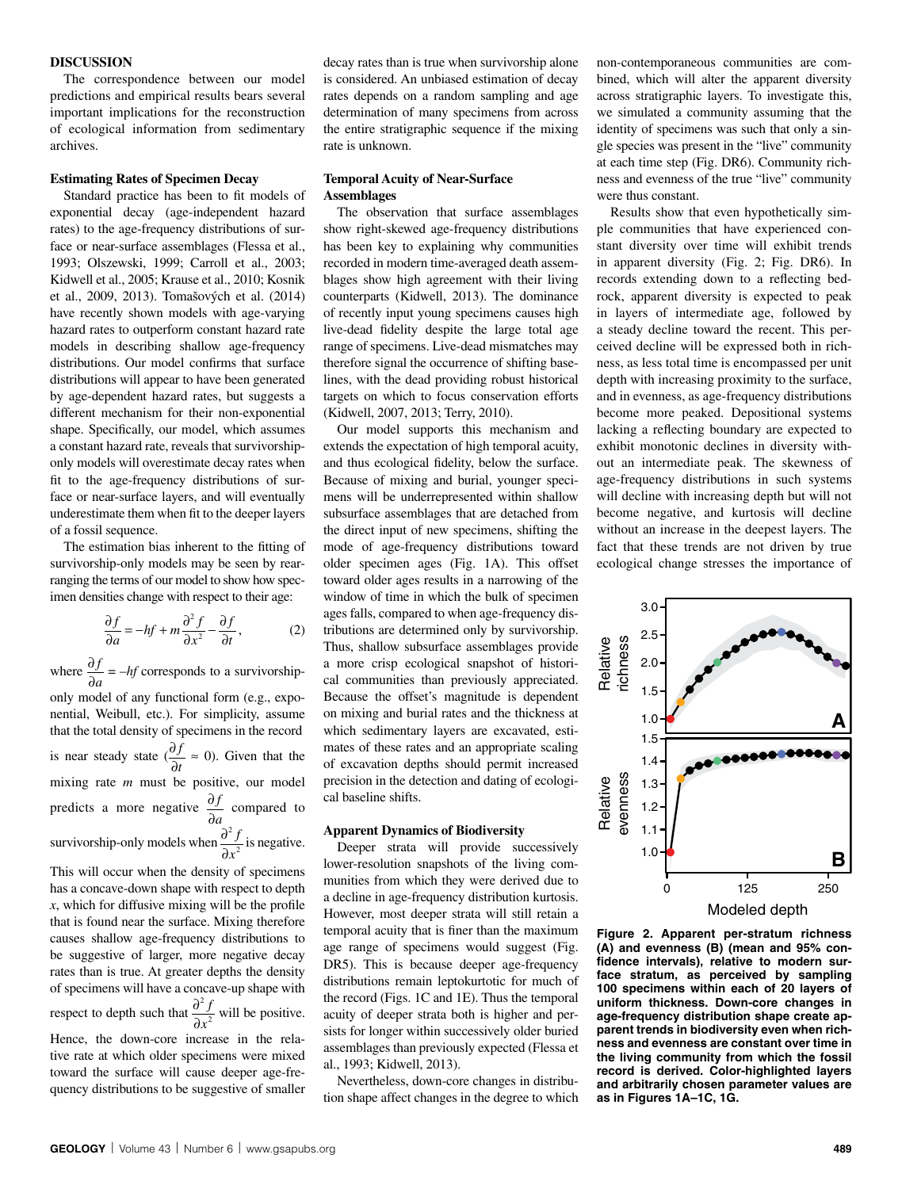## DISCUSSION

The correspondence between our model predictions and empirical results bears several important implications for the reconstruction of ecological information from sedimentary archives.

### Estimating Rates of Specimen Decay

Standard practice has been to fit models of exponential decay (age-independent hazard rates) to the age-frequency distributions of surface or near-surface assemblages (Flessa et al., 1993; Olszewski, 1999; Carroll et al., 2003; Kidwell et al., 2005; Krause et al., 2010; Kosnik et al., 2009, 2013). Tomašových et al. (2014) have recently shown models with age-varying hazard rates to outperform constant hazard rate models in describing shallow age-frequency distributions. Our model confirms that surface distributions will appear to have been generated by age-dependent hazard rates, but suggests a different mechanism for their non-exponential shape. Specifically, our model, which assumes a constant hazard rate, reveals that survivorship-only models will overestimate decay rates when fit to the age-frequency distributions of surface or near-surface layers, and will eventually underestimate them when fit to the deeper layers of a fossil sequence.

The estimation bias inherent to the fitting of survivorship-only models may be seen by rearranging the terms of our model to show how specimen densities change with respect to their age:

$$\frac{\partial f}{\partial a} = -hf + m\frac{\partial^2 f}{\partial x^2} - \frac{\partial f}{\partial t}, \quad (2)$$

where $\frac{\partial f}{\partial a} = -hf$ corresponds to a survivorship-only model of any functional form (e.g., exponential, Weibull, etc.). For simplicity, assume that the total density of specimens in the record is near steady state ($\frac{\partial f}{\partial t} \approx 0$). Given that the mixing rate $m$ must be positive, our model predicts a more negative $\frac{\partial f}{\partial a}$ compared to survivorship-only models when $\frac{\partial^2 f}{\partial x^2}$ is negative. This will occur when the density of specimens has a concave-down shape with respect to depth $x$, which for diffusive mixing will be the profile that is found near the surface. Mixing therefore causes shallow age-frequency distributions to be suggestive of larger, more negative decay rates than is true. At greater depths the density of specimens will have a concave-up shape with respect to depth such that $\frac{\partial^2 f}{\partial x^2}$ will be positive. Hence, the down-core increase in the relative rate at which older specimens were mixed toward the surface will cause deeper age-frequency distributions to be suggestive of smaller decay rates than is true when survivorship alone is considered. An unbiased estimation of decay rates depends on a random sampling and age determination of many specimens from across the entire stratigraphic sequence if the mixing rate is unknown.

### Temporal Acuity of Near-Surface Assemblages

The observation that surface assemblages show right-skewed age-frequency distributions has been key to explaining why communities recorded in modern time-averaged death assemblages show high agreement with their living counterparts (Kidwell, 2013). The dominance of recently input young specimens causes high live-dead fidelity despite the large total age range of specimens. Live-dead mismatches may therefore signal the occurrence of shifting baselines, with the dead providing robust historical targets on which to focus conservation efforts (Kidwell, 2007, 2013; Terry, 2010).

Our model supports this mechanism and extends the expectation of high temporal acuity, and thus ecological fidelity, below the surface. Because of mixing and burial, younger specimens will be underrepresented within shallow subsurface assemblages that are detached from the direct input of new specimens, shifting the mode of age-frequency distributions toward older specimen ages (Fig. 1A). This offset toward older ages results in a narrowing of the window of time in which the bulk of specimen ages falls, compared to when age-frequency distributions are determined only by survivorship. Thus, shallow subsurface assemblages provide a more crisp ecological snapshot of historical communities than previously appreciated. Because the offset's magnitude is dependent on mixing and burial rates and the thickness at which sedimentary layers are excavated, estimates of these rates and an appropriate scaling of excavation depths should permit increased precision in the detection and dating of ecological baseline shifts.

### Apparent Dynamics of Biodiversity

Deeper strata will provide successively lower-resolution snapshots of the living communities from which they were derived due to a decline in age-frequency distribution kurtosis. However, most deeper strata will still retain a temporal acuity that is finer than the maximum age range of specimens would suggest (Fig. DR5). This is because deeper age-frequency distributions remain leptokurtotic for much of the record (Figs. 1C and 1E). Thus the temporal acuity of deeper strata both is higher and persists for longer within successively older buried assemblages than previously expected (Flessa et al., 1993; Kidwell, 2013).

Nevertheless, down-core changes in distribution shape affect changes in the degree to which non-contemporaneous communities are combined, which will alter the apparent diversity across stratigraphic layers. To investigate this, we simulated a community assuming that the identity of specimens was such that only a single species was present in the "live" community at each time step (Fig. DR6). Community richness and evenness of the true "live" community were thus constant.

Results show that even hypothetically simple communities that have experienced constant diversity over time will exhibit trends in apparent diversity (Fig. 2; Fig. DR6). In records extending down to a reflecting bedrock, apparent diversity is expected to peak in layers of intermediate age, followed by a steady decline toward the recent. This perceived decline will be expressed both in richness, as less total time is encompassed per unit depth with increasing proximity to the surface, and in evenness, as age-frequency distributions become more peaked. Depositional systems lacking a reflecting boundary are expected to exhibit monotonic declines in diversity without an intermediate peak. The skewness of age-frequency distributions in such systems will decline with increasing depth but will not become negative, and kurtosis will decline without an increase in the deepest layers. The fact that these trends are not driven by true ecological change stresses the importance of

Relative richness
3.0
2.5
2.0
1.5
1.0
A

Relative evenness
1.5
1.4
1.3
1.2
1.1
1.0
B

0
125
250
Modeled depth

**Figure 2. Apparent per-stratum richness (A) and evenness (B) (mean and 95% confidence intervals), relative to modern surface stratum, as perceived by sampling 100 specimens within each of 20 layers of uniform thickness. Down-core changes in age-frequency distribution shape create apparent trends in biodiversity even when richness and evenness are constant over time in the living community from which the fossil record is derived. Color-highlighted layers and arbitrarily chosen parameter values are as in Figures 1A–1C, 1G.**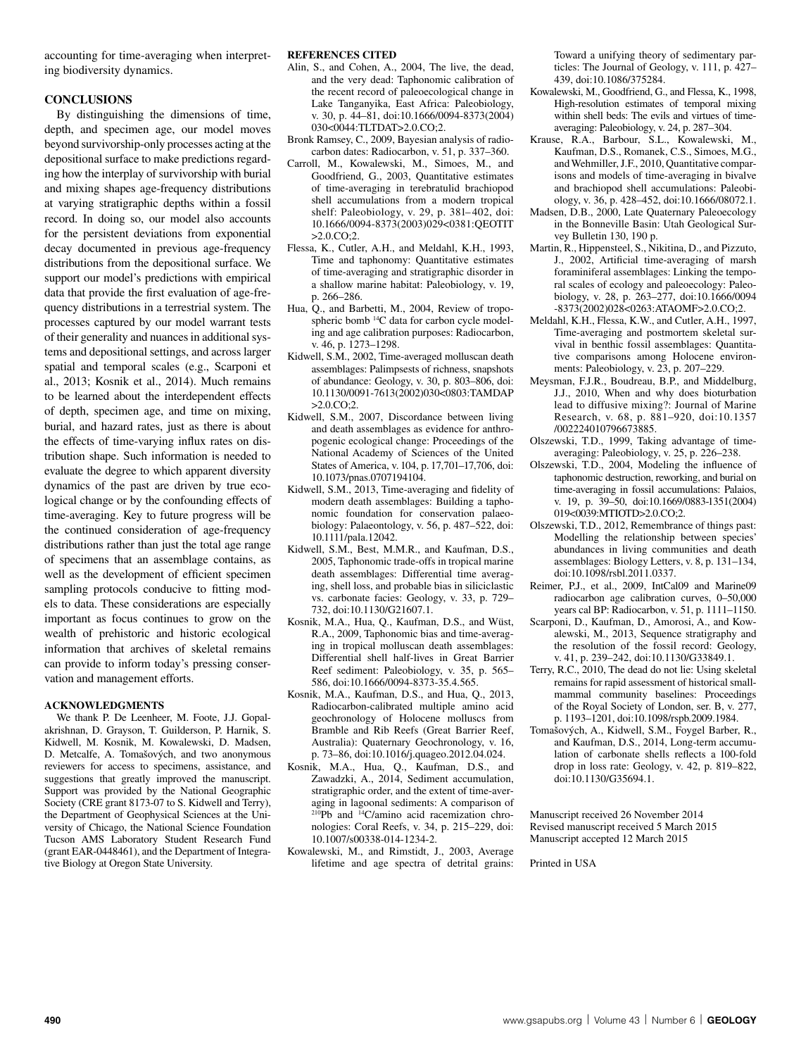accounting for time-averaging when interpreting biodiversity dynamics.

## CONCLUSIONS

By distinguishing the dimensions of time, depth, and specimen age, our model moves beyond survivorship-only processes acting at the depositional surface to make predictions regarding how the interplay of survivorship with burial and mixing shapes age-frequency distributions at varying stratigraphic depths within a fossil record. In doing so, our model also accounts for the persistent deviations from exponential decay documented in previous age-frequency distributions from the depositional surface. We support our model's predictions with empirical data that provide the first evaluation of age-frequency distributions in a terrestrial system. The processes captured by our model warrant tests of their generality and nuances in additional systems and depositional settings, and across larger spatial and temporal scales (e.g., Scarponi et al., 2013; Kosnik et al., 2014). Much remains to be learned about the interdependent effects of depth, specimen age, and time on mixing, burial, and hazard rates, just as there is about the effects of time-varying influx rates on distribution shape. Such information is needed to evaluate the degree to which apparent diversity dynamics of the past are driven by true ecological change or by the confounding effects of time-averaging. Key to future progress will be the continued consideration of age-frequency distributions rather than just the total age range of specimens that an assemblage contains, as well as the development of efficient specimen sampling protocols conducive to fitting models to data. These considerations are especially important as focus continues to grow on the wealth of prehistoric and historic ecological information that archives of skeletal remains can provide to inform today's pressing conservation and management efforts.

## ACKNOWLEDGMENTS

We thank P. De Leenheer, M. Foote, J.J. Gopalakrishnan, D. Grayson, T. Guilderson, P. Harnik, S. Kidwell, M. Kosnik, M. Kowalewski, D. Madsen, D. Metcalfe, A. Tomašových, and two anonymous reviewers for access to specimens, assistance, and suggestions that greatly improved the manuscript. Support was provided by the National Geographic Society (CRE grant 8173-07 to S. Kidwell and Terry), the Department of Geophysical Sciences at the University of Chicago, the National Science Foundation Tucson AMS Laboratory Student Research Fund (grant EAR-0448461), and the Department of Integrative Biology at Oregon State University.

## REFERENCES CITED

Alin, S., and Cohen, A., 2004, The live, the dead, and the very dead: Taphonomic calibration of the recent record of paleoecological change in Lake Tanganyika, East Africa: Paleobiology, v. 30, p. 44–81, doi:10.1666/0094-8373(2004)030<0044:TLTDAT>2.0.CO;2.

Bronk Ramsey, C., 2009, Bayesian analysis of radiocarbon dates: Radiocarbon, v. 51, p. 337–360.

Carroll, M., Kowalewski, M., Simoes, M., and Goodfriend, G., 2003, Quantitative estimates of time-averaging in terebratulid brachiopod shell accumulations from a modern tropical shelf: Paleobiology, v. 29, p. 381–402, doi:10.1666/0094-8373(2003)029<0381:QEOTIT>2.0.CO;2.

Flessa, K., Cutler, A.H., and Meldahl, K.H., 1993, Time and taphonomy: Quantitative estimates of time-averaging and stratigraphic disorder in a shallow marine habitat: Paleobiology, v. 19, p. 266–286.

Hua, Q., and Barbetti, M., 2004, Review of tropospheric bomb $^{14}C$ data for carbon cycle modeling and age calibration purposes: Radiocarbon, v. 46, p. 1273–1298.

Kidwell, S.M., 2002, Time-averaged molluscan death assemblages: Palimpsests of richness, snapshots of abundance: Geology, v. 30, p. 803–806, doi:10.1130/0091-7613(2002)030<0803:TAMDAP>2.0.CO;2.

Kidwell, S.M., 2007, Discordance between living and death assemblages as evidence for anthropogenic ecological change: Proceedings of the National Academy of Sciences of the United States of America, v. 104, p. 17,701–17,706, doi:10.1073/pnas.0707194104.

Kidwell, S.M., 2013, Time-averaging and fidelity of modern death assemblages: Building a taphonomic foundation for conservation palaeobiology: Palaeontology, v. 56, p. 487–522, doi:10.1111/pala.12042.

Kidwell, S.M., Best, M.M.R., and Kaufman, D.S., 2005, Taphonomic trade-offs in tropical marine death assemblages: Differential time averaging, shell loss, and probable bias in siliciclastic vs. carbonate facies: Geology, v. 33, p. 729–732, doi:10.1130/G21607.1.

Kosnik, M.A., Hua, Q., Kaufman, D.S., and Wüst, R.A., 2009, Taphonomic bias and time-averaging in tropical molluscan death assemblages: Differential shell half-lives in Great Barrier Reef sediment: Paleobiology, v. 35, p. 565–586, doi:10.1666/0094-8373-35.4.565.

Kosnik, M.A., Kaufman, D.S., and Hua, Q., 2013, Radiocarbon-calibrated multiple amino acid geochronology of Holocene molluscs from Bramble and Rib Reefs (Great Barrier Reef, Australia): Quaternary Geochronology, v. 16, p. 73–86, doi:10.1016/j.quageo.2012.04.024.

Kosnik, M.A., Hua, Q., Kaufman, D.S., and Zawadzki, A., 2014, Sediment accumulation, stratigraphic order, and the extent of time-averaging in lagoonal sediments: A comparison of $^{210}Pb$ and $^{14}C$/amino acid racemization chronologies: Coral Reefs, v. 34, p. 215–229, doi:10.1007/s00338-014-1234-2.

Kowalewski, M., and Rimstidt, J., 2003, Average lifetime and age spectra of detrital grains: Toward a unifying theory of sedimentary particles: The Journal of Geology, v. 111, p. 427–439, doi:10.1086/375284.

Kowalewski, M., Goodfriend, G., and Flessa, K., 1998, High-resolution estimates of temporal mixing within shell beds: The evils and virtues of time-averaging: Paleobiology, v. 24, p. 287–304.

Krause, R.A., Barbour, S.L., Kowalewski, M., Kaufman, D.S., Romanek, C.S., Simoes, M.G., and Wehmiller, J.F., 2010, Quantitative comparisons and models of time-averaging in bivalve and brachiopod shell accumulations: Paleobiology, v. 36, p. 428–452, doi:10.1666/08072.1.

Madsen, D.B., 2000, Late Quaternary Paleoecology in the Bonneville Basin: Utah Geological Survey Bulletin 130, 190 p.

Martin, R., Hippensteel, S., Nikitina, D., and Pizzuto, J., 2002, Artificial time-averaging of marsh foraminiferal assemblages: Linking the temporal scales of ecology and paleoecology: Paleobiology, v. 28, p. 263–277, doi:10.1666/0094-8373(2002)028<0263:ATAOMF>2.0.CO;2.

Meldahl, K.H., Flessa, K.W., and Cutler, A.H., 1997, Time-averaging and postmortem skeletal survival in benthic fossil assemblages: Quantitative comparisons among Holocene environments: Paleobiology, v. 23, p. 207–229.

Meysman, F.J.R., Boudreau, B.P., and Middelburg, J.J., 2010, When and why does bioturbation lead to diffusive mixing?: Journal of Marine Research, v. 68, p. 881–920, doi:10.1357/002224010796673885.

Olszewski, T.D., 1999, Taking advantage of time-averaging: Paleobiology, v. 25, p. 226–238.

Olszewski, T.D., 2004, Modeling the influence of taphonomic destruction, reworking, and burial on time-averaging in fossil accumulations: Palaios, v. 19, p. 39–50, doi:10.1669/0883-1351(2004)019<0039:MTIOTD>2.0.CO;2.

Olszewski, T.D., 2012, Remembrance of things past: Modelling the relationship between species' abundances in living communities and death assemblages: Biology Letters, v. 8, p. 131–134, doi:10.1098/rsbl.2011.0337.

Reimer, P.J., et al., 2009, IntCal09 and Marine09 radiocarbon age calibration curves, 0–50,000 years cal BP: Radiocarbon, v. 51, p. 1111–1150.

Scarponi, D., Kaufman, D., Amorosi, A., and Kowalewski, M., 2013, Sequence stratigraphy and the resolution of the fossil record: Geology, v. 41, p. 239–242, doi:10.1130/G33849.1.

Terry, R.C., 2010, The dead do not lie: Using skeletal remains for rapid assessment of historical small-mammal community baselines: Proceedings of the Royal Society of London, ser. B, v. 277, p. 1193–1201, doi:10.1098/rspb.2009.1984.

Tomašových, A., Kidwell, S.M., Foygel Barber, R., and Kaufman, D.S., 2014, Long-term accumulation of carbonate shells reflects a 100-fold drop in loss rate: Geology, v. 42, p. 819–822, doi:10.1130/G35694.1.

Manuscript received 26 November 2014
Revised manuscript received 5 March 2015
Manuscript accepted 12 March 2015

Printed in USA